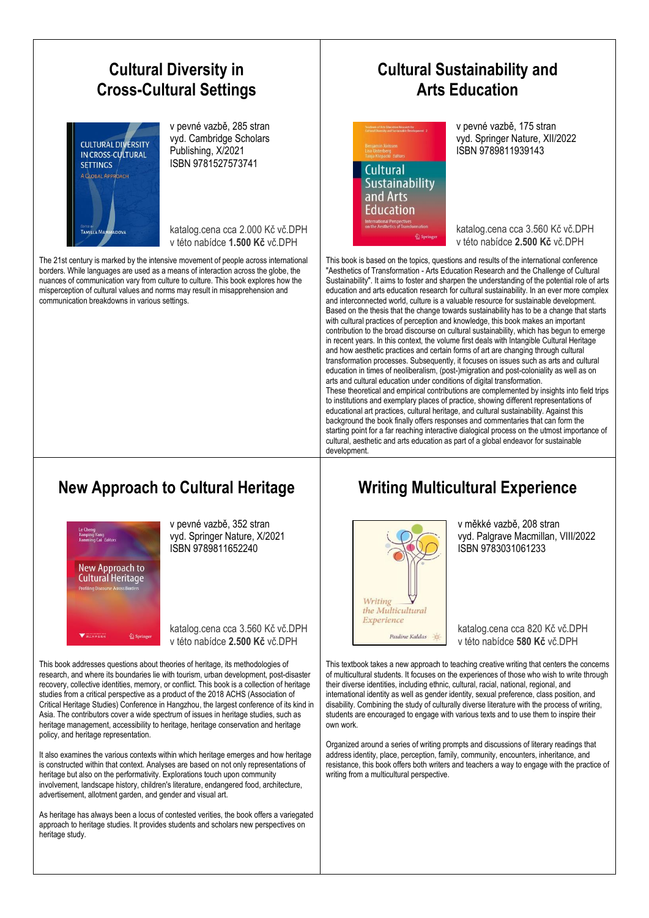## Cultural Diversity in Cross-Cultural Settings

v pevné vazbě, 285 stran
vyd. Cambridge Scholars Publishing, X/2021
ISBN 9781527573741

katalog.cena cca 2.000 Kč vč.DPH
v této nabídce **1.500 Kč** vč.DPH

The 21st century is marked by the intensive movement of people across international borders. While languages are used as a means of interaction across the globe, the nuances of communication vary from culture to culture. This book explores how the misperception of cultural values and norms may result in misapprehension and communication breakdowns in various settings.

## Cultural Sustainability and Arts Education

v pevné vazbě, 175 stran
vyd. Springer Nature, XII/2022
ISBN 9789811939143

katalog.cena cca 3.560 Kč vč.DPH
v této nabídce **2.500 Kč** vč.DPH

This book is based on the topics, questions and results of the international conference "Aesthetics of Transformation - Arts Education Research and the Challenge of Cultural Sustainability". It aims to foster and sharpen the understanding of the potential role of arts education and arts education research for cultural sustainability. In an ever more complex and interconnected world, culture is a valuable resource for sustainable development. Based on the thesis that the change towards sustainability has to be a change that starts with cultural practices of perception and knowledge, this book makes an important contribution to the broad discourse on cultural sustainability, which has begun to emerge in recent years. In this context, the volume first deals with Intangible Cultural Heritage and how aesthetic practices and certain forms of art are changing through cultural transformation processes. Subsequently, it focuses on issues such as arts and cultural education in times of neoliberalism, (post-)migration and post-coloniality as well as on arts and cultural education under conditions of digital transformation.
These theoretical and empirical contributions are complemented by insights into field trips to institutions and exemplary places of practice, showing different representations of educational art practices, cultural heritage, and cultural sustainability. Against this background the book finally offers responses and commentaries that can form the starting point for a far reaching interactive dialogical process on the utmost importance of cultural, aesthetic and arts education as part of a global endeavor for sustainable development.

## New Approach to Cultural Heritage

v pevné vazbě, 352 stran
vyd. Springer Nature, X/2021
ISBN 9789811652240

katalog.cena cca 3.560 Kč vč.DPH
v této nabídce **2.500 Kč** vč.DPH

This book addresses questions about theories of heritage, its methodologies of research, and where its boundaries lie with tourism, urban development, post-disaster recovery, collective identities, memory, or conflict. This book is a collection of heritage studies from a critical perspective as a product of the 2018 ACHS (Association of Critical Heritage Studies) Conference in Hangzhou, the largest conference of its kind in Asia. The contributors cover a wide spectrum of issues in heritage studies, such as heritage management, accessibility to heritage, heritage conservation and heritage policy, and heritage representation.

It also examines the various contexts within which heritage emerges and how heritage is constructed within that context. Analyses are based on not only representations of heritage but also on the performativity. Explorations touch upon community involvement, landscape history, children's literature, endangered food, architecture, advertisement, allotment garden, and gender and visual art.

As heritage has always been a locus of contested verities, the book offers a variegated approach to heritage studies. It provides students and scholars new perspectives on heritage study.

## Writing Multicultural Experience

v měkké vazbě, 208 stran
vyd. Palgrave Macmillan, VIII/2022
ISBN 9783031061233

katalog.cena cca 820 Kč vč.DPH
v této nabídce **580 Kč** vč.DPH

This textbook takes a new approach to teaching creative writing that centers the concerns of multicultural students. It focuses on the experiences of those who wish to write through their diverse identities, including ethnic, cultural, racial, national, regional, and international identity as well as gender identity, sexual preference, class position, and disability. Combining the study of culturally diverse literature with the process of writing, students are encouraged to engage with various texts and to use them to inspire their own work.

Organized around a series of writing prompts and discussions of literary readings that address identity, place, perception, family, community, encounters, inheritance, and resistance, this book offers both writers and teachers a way to engage with the practice of writing from a multicultural perspective.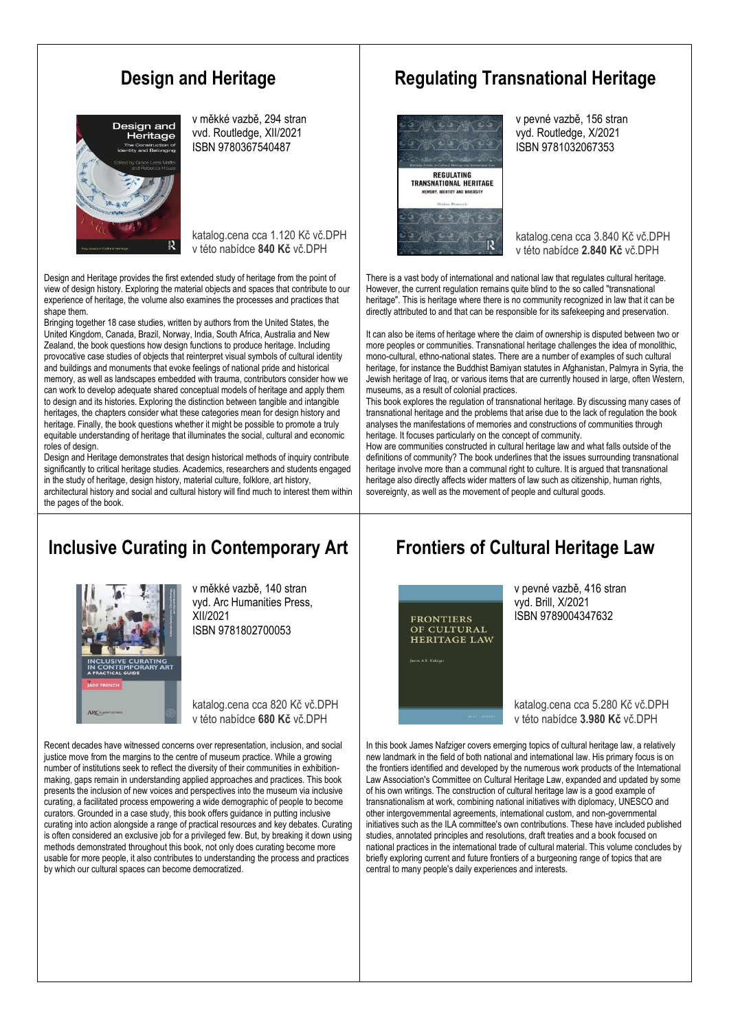## Design and Heritage

v měkké vazbě, 294 stran
vvd. Routledge, XII/2021
ISBN 9780367540487

katalog.cena cca 1.120 Kč vč.DPH
v této nabídce **840 Kč** vč.DPH

Design and Heritage provides the first extended study of heritage from the point of view of design history. Exploring the material objects and spaces that contribute to our experience of heritage, the volume also examines the processes and practices that shape them.

Bringing together 18 case studies, written by authors from the United States, the United Kingdom, Canada, Brazil, Norway, India, South Africa, Australia and New Zealand, the book questions how design functions to produce heritage. Including provocative case studies of objects that reinterpret visual symbols of cultural identity and buildings and monuments that evoke feelings of national pride and historical memory, as well as landscapes embedded with trauma, contributors consider how we can work to develop adequate shared conceptual models of heritage and apply them to design and its histories. Exploring the distinction between tangible and intangible heritages, the chapters consider what these categories mean for design history and heritage. Finally, the book questions whether it might be possible to promote a truly equitable understanding of heritage that illuminates the social, cultural and economic roles of design.

Design and Heritage demonstrates that design historical methods of inquiry contribute significantly to critical heritage studies. Academics, researchers and students engaged in the study of heritage, design history, material culture, folklore, art history, architectural history and social and cultural history will find much to interest them within the pages of the book.

## Regulating Transnational Heritage

v pevné vazbě, 156 stran
vyd. Routledge, X/2021
ISBN 9781032067353

katalog.cena cca 3.840 Kč vč.DPH
v této nabídce **2.840 Kč** vč.DPH

There is a vast body of international and national law that regulates cultural heritage. However, the current regulation remains quite blind to the so called "transnational heritage". This is heritage where there is no community recognized in law that it can be directly attributed to and that can be responsible for its safekeeping and preservation.

It can also be items of heritage where the claim of ownership is disputed between two or more peoples or communities. Transnational heritage challenges the idea of monolithic, mono-cultural, ethno-national states. There are a number of examples of such cultural heritage, for instance the Buddhist Bamiyan statutes in Afghanistan, Palmyra in Syria, the Jewish heritage of Iraq, or various items that are currently housed in large, often Western, museums, as a result of colonial practices.

This book explores the regulation of transnational heritage. By discussing many cases of transnational heritage and the problems that arise due to the lack of regulation the book analyses the manifestations of memories and constructions of communities through heritage. It focuses particularly on the concept of community.

How are communities constructed in cultural heritage law and what falls outside of the definitions of community? The book underlines that the issues surrounding transnational heritage involve more than a communal right to culture. It is argued that transnational heritage also directly affects wider matters of law such as citizenship, human rights, sovereignty, as well as the movement of people and cultural goods.

## Inclusive Curating in Contemporary Art

v měkké vazbě, 140 stran
vyd. Arc Humanities Press, XII/2021
ISBN 9781802700053

katalog.cena cca 820 Kč vč.DPH
v této nabídce **680 Kč** vč.DPH

Recent decades have witnessed concerns over representation, inclusion, and social justice move from the margins to the centre of museum practice. While a growing number of institutions seek to reflect the diversity of their communities in exhibition-making, gaps remain in understanding applied approaches and practices. This book presents the inclusion of new voices and perspectives into the museum via inclusive curating, a facilitated process empowering a wide demographic of people to become curators. Grounded in a case study, this book offers guidance in putting inclusive curating into action alongside a range of practical resources and key debates. Curating is often considered an exclusive job for a privileged few. But, by breaking it down using methods demonstrated throughout this book, not only does curating become more usable for more people, it also contributes to understanding the process and practices by which our cultural spaces can become democratized.

## Frontiers of Cultural Heritage Law

v pevné vazbě, 416 stran
vyd. Brill, X/2021
ISBN 9789004347632

katalog.cena cca 5.280 Kč vč.DPH
v této nabídce **3.980 Kč** vč.DPH

In this book James Nafziger covers emerging topics of cultural heritage law, a relatively new landmark in the field of both national and international law. His primary focus is on the frontiers identified and developed by the numerous work products of the International Law Association's Committee on Cultural Heritage Law, expanded and updated by some of his own writings. The construction of cultural heritage law is a good example of transnationalism at work, combining national initiatives with diplomacy, UNESCO and other intergovernmental agreements, international custom, and non-governmental initiatives such as the ILA committee's own contributions. These have included published studies, annotated principles and resolutions, draft treaties and a book focused on national practices in the international trade of cultural material. This volume concludes by briefly exploring current and future frontiers of a burgeoning range of topics that are central to many people's daily experiences and interests.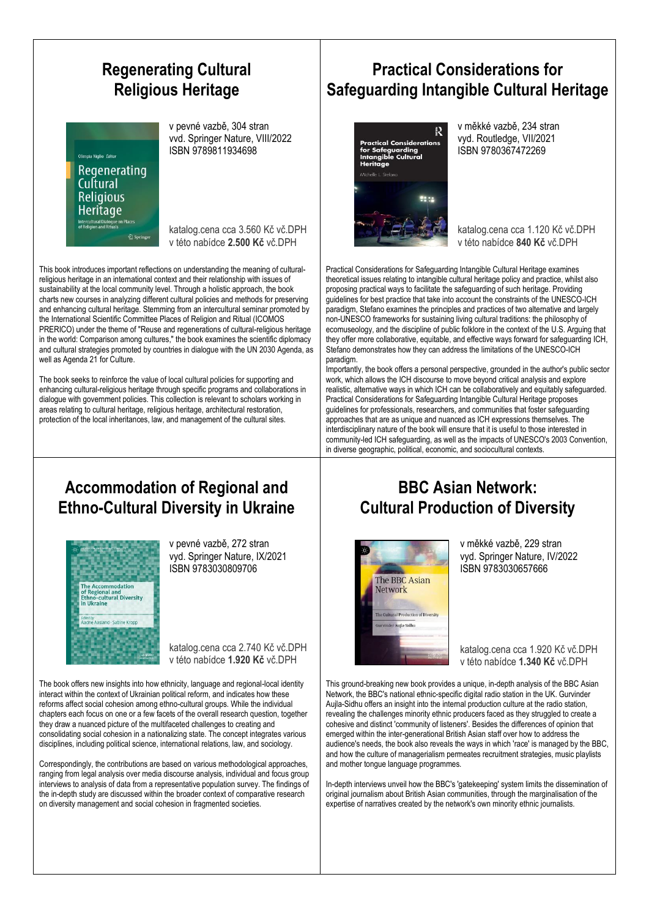## Regenerating Cultural Religious Heritage

v pevné vazbě, 304 stran
vvd. Springer Nature, VIII/2022
ISBN 9789811934698

katalog.cena cca 3.560 Kč vč.DPH
v této nabídce **2.500 Kč** vč.DPH

This book introduces important reflections on understanding the meaning of cultural-religious heritage in an international context and their relationship with issues of sustainability at the local community level. Through a holistic approach, the book charts new courses in analyzing different cultural policies and methods for preserving and enhancing cultural heritage. Stemming from an intercultural seminar promoted by the International Scientific Committee Places of Religion and Ritual (ICOMOS PRERICO) under the theme of "Reuse and regenerations of cultural-religious heritage in the world: Comparison among cultures," the book examines the scientific diplomacy and cultural strategies promoted by countries in dialogue with the UN 2030 Agenda, as well as Agenda 21 for Culture.

The book seeks to reinforce the value of local cultural policies for supporting and enhancing cultural-religious heritage through specific programs and collaborations in dialogue with government policies. This collection is relevant to scholars working in areas relating to cultural heritage, religious heritage, architectural restoration, protection of the local inheritances, law, and management of the cultural sites.

## Practical Considerations for Safeguarding Intangible Cultural Heritage

v měkké vazbě, 234 stran
vyd. Routledge, VII/2021
ISBN 9780367472269

katalog.cena cca 1.120 Kč vč.DPH
v této nabídce **840 Kč** vč.DPH

Practical Considerations for Safeguarding Intangible Cultural Heritage examines theoretical issues relating to intangible cultural heritage policy and practice, whilst also proposing practical ways to facilitate the safeguarding of such heritage. Providing guidelines for best practice that take into account the constraints of the UNESCO-ICH paradigm, Stefano examines the principles and practices of two alternative and largely non-UNESCO frameworks for sustaining living cultural traditions: the philosophy of ecomuseology, and the discipline of public folklore in the context of the U.S. Arguing that they offer more collaborative, equitable, and effective ways forward for safeguarding ICH, Stefano demonstrates how they can address the limitations of the UNESCO-ICH paradigm.

Importantly, the book offers a personal perspective, grounded in the author's public sector work, which allows the ICH discourse to move beyond critical analysis and explore realistic, alternative ways in which ICH can be collaboratively and equitably safeguarded. Practical Considerations for Safeguarding Intangible Cultural Heritage proposes guidelines for professionals, researchers, and communities that foster safeguarding approaches that are as unique and nuanced as ICH expressions themselves. The interdisciplinary nature of the book will ensure that it is useful to those interested in community-led ICH safeguarding, as well as the impacts of UNESCO's 2003 Convention, in diverse geographic, political, economic, and sociocultural contexts.

## Accommodation of Regional and Ethno-Cultural Diversity in Ukraine

v pevné vazbě, 272 stran
vyd. Springer Nature, IX/2021
ISBN 9783030809706

katalog.cena cca 2.740 Kč vč.DPH
v této nabídce **1.920 Kč** vč.DPH

The book offers new insights into how ethnicity, language and regional-local identity interact within the context of Ukrainian political reform, and indicates how these reforms affect social cohesion among ethno-cultural groups. While the individual chapters each focus on one or a few facets of the overall research question, together they draw a nuanced picture of the multifaceted challenges to creating and consolidating social cohesion in a nationalizing state. The concept integrates various disciplines, including political science, international relations, law, and sociology.

Correspondingly, the contributions are based on various methodological approaches, ranging from legal analysis over media discourse analysis, individual and focus group interviews to analysis of data from a representative population survey. The findings of the in-depth study are discussed within the broader context of comparative research on diversity management and social cohesion in fragmented societies.

## BBC Asian Network: Cultural Production of Diversity

v měkké vazbě, 229 stran
vyd. Springer Nature, IV/2022
ISBN 9783030657666

katalog.cena cca 1.920 Kč vč.DPH
v této nabídce **1.340 Kč** vč.DPH

This ground-breaking new book provides a unique, in-depth analysis of the BBC Asian Network, the BBC's national ethnic-specific digital radio station in the UK. Gurvinder Aujla-Sidhu offers an insight into the internal production culture at the radio station, revealing the challenges minority ethnic producers faced as they struggled to create a cohesive and distinct 'community of listeners'. Besides the differences of opinion that emerged within the inter-generational British Asian staff over how to address the audience's needs, the book also reveals the ways in which 'race' is managed by the BBC, and how the culture of managerialism permeates recruitment strategies, music playlists and mother tongue language programmes.

In-depth interviews unveil how the BBC's 'gatekeeping' system limits the dissemination of original journalism about British Asian communities, through the marginalisation of the expertise of narratives created by the network's own minority ethnic journalists.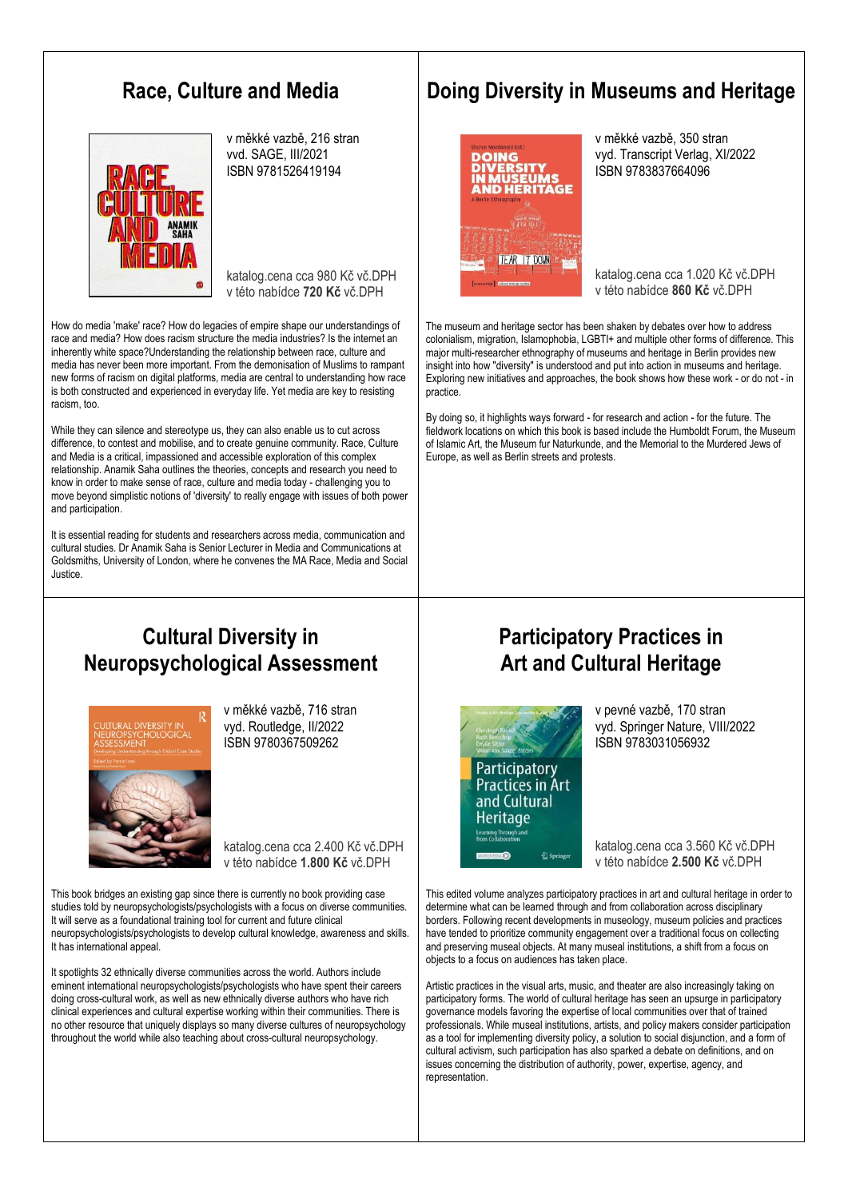## Race, Culture and Media

v měkké vazbě, 216 stran
vvd. SAGE, III/2021
ISBN 9781526419194

katalog.cena cca 980 Kč vč.DPH
v této nabídce **720 Kč** vč.DPH

How do media 'make' race? How do legacies of empire shape our understandings of race and media? How does racism structure the media industries? Is the internet an inherently white space?Understanding the relationship between race, culture and media has never been more important. From the demonisation of Muslims to rampant new forms of racism on digital platforms, media are central to understanding how race is both constructed and experienced in everyday life. Yet media are key to resisting racism, too.

While they can silence and stereotype us, they can also enable us to cut across difference, to contest and mobilise, and to create genuine community. Race, Culture and Media is a critical, impassioned and accessible exploration of this complex relationship. Anamik Saha outlines the theories, concepts and research you need to know in order to make sense of race, culture and media today - challenging you to move beyond simplistic notions of 'diversity' to really engage with issues of both power and participation.

It is essential reading for students and researchers across media, communication and cultural studies. Dr Anamik Saha is Senior Lecturer in Media and Communications at Goldsmiths, University of London, where he convenes the MA Race, Media and Social Justice.

## Doing Diversity in Museums and Heritage

v měkké vazbě, 350 stran
vyd. Transcript Verlag, XI/2022
ISBN 9783837664096

katalog.cena cca 1.020 Kč vč.DPH
v této nabídce **860 Kč** vč.DPH

The museum and heritage sector has been shaken by debates over how to address colonialism, migration, Islamophobia, LGBTI+ and multiple other forms of difference. This major multi-researcher ethnography of museums and heritage in Berlin provides new insight into how "diversity" is understood and put into action in museums and heritage. Exploring new initiatives and approaches, the book shows how these work - or do not - in practice.

By doing so, it highlights ways forward - for research and action - for the future. The fieldwork locations on which this book is based include the Humboldt Forum, the Museum of Islamic Art, the Museum fur Naturkunde, and the Memorial to the Murdered Jews of Europe, as well as Berlin streets and protests.

## Cultural Diversity in Neuropsychological Assessment

v měkké vazbě, 716 stran
vyd. Routledge, II/2022
ISBN 9780367509262

katalog.cena cca 2.400 Kč vč.DPH
v této nabídce **1.800 Kč** vč.DPH

This book bridges an existing gap since there is currently no book providing case studies told by neuropsychologists/psychologists with a focus on diverse communities. It will serve as a foundational training tool for current and future clinical neuropsychologists/psychologists to develop cultural knowledge, awareness and skills. It has international appeal.

It spotlights 32 ethnically diverse communities across the world. Authors include eminent international neuropsychologists/psychologists who have spent their careers doing cross-cultural work, as well as new ethnically diverse authors who have rich clinical experiences and cultural expertise working within their communities. There is no other resource that uniquely displays so many diverse cultures of neuropsychology throughout the world while also teaching about cross-cultural neuropsychology.

## Participatory Practices in Art and Cultural Heritage

v pevné vazbě, 170 stran
vyd. Springer Nature, VIII/2022
ISBN 9783031056932

katalog.cena cca 3.560 Kč vč.DPH
v této nabídce **2.500 Kč** vč.DPH

This edited volume analyzes participatory practices in art and cultural heritage in order to determine what can be learned through and from collaboration across disciplinary borders. Following recent developments in museology, museum policies and practices have tended to prioritize community engagement over a traditional focus on collecting and preserving museal objects. At many museal institutions, a shift from a focus on objects to a focus on audiences has taken place.

Artistic practices in the visual arts, music, and theater are also increasingly taking on participatory forms. The world of cultural heritage has seen an upsurge in participatory governance models favoring the expertise of local communities over that of trained professionals. While museal institutions, artists, and policy makers consider participation as a tool for implementing diversity policy, a solution to social disjunction, and a form of cultural activism, such participation has also sparked a debate on definitions, and on issues concerning the distribution of authority, power, expertise, agency, and representation.